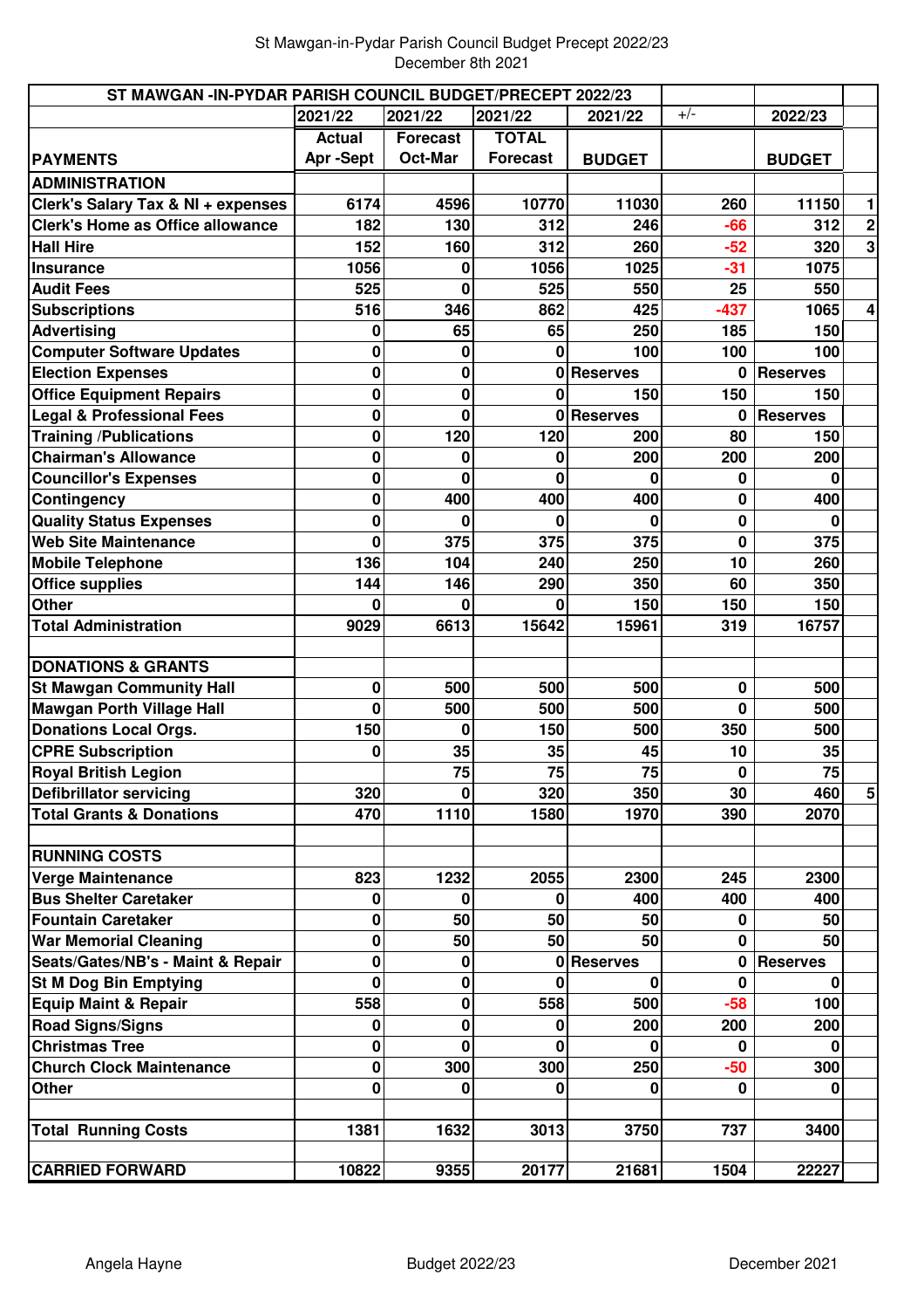St Mawgan-in-Pydar Parish Council Budget Precept 2022/23
December 8th 2021

| ST MAWGAN -IN-PYDAR PARISH COUNCIL BUDGET/PRECEPT 2022/23 | | | | | | | |
|---|---|---|---|---|---|---|---|
| | 2021/22 | 2021/22 | 2021/22 | 2021/22 | +/- | 2022/23 | |
| **PAYMENTS** | **Actual Apr -Sept** | **Forecast Oct-Mar** | **TOTAL Forecast** | **BUDGET** | | **BUDGET** | |
| **ADMINISTRATION** | | | | | | | |
| **Clerk's Salary Tax & NI + expenses** | 6174 | 4596 | 10770 | 11030 | 260 | 11150 | 1 |
| **Clerk's Home as Office allowance** | 182 | 130 | 312 | 246 | -66 | 312 | 2 |
| **Hall Hire** | 152 | 160 | 312 | 260 | -52 | 320 | 3 |
| **Insurance** | 1056 | 0 | 1056 | 1025 | -31 | 1075 | |
| **Audit Fees** | 525 | 0 | 525 | 550 | 25 | 550 | |
| **Subscriptions** | 516 | 346 | 862 | 425 | -437 | 1065 | 4 |
| **Advertising** | 0 | 65 | 65 | 250 | 185 | 150 | |
| **Computer Software Updates** | 0 | 0 | 0 | 100 | 100 | 100 | |
| **Election Expenses** | 0 | 0 | 0 | Reserves | 0 | Reserves | |
| **Office Equipment Repairs** | 0 | 0 | 0 | 150 | 150 | 150 | |
| **Legal & Professional Fees** | 0 | 0 | 0 | Reserves | 0 | Reserves | |
| **Training /Publications** | 0 | 120 | 120 | 200 | 80 | 150 | |
| **Chairman's Allowance** | 0 | 0 | 0 | 200 | 200 | 200 | |
| **Councillor's Expenses** | 0 | 0 | 0 | 0 | 0 | 0 | |
| **Contingency** | 0 | 400 | 400 | 400 | 0 | 400 | |
| **Quality Status Expenses** | 0 | 0 | 0 | 0 | 0 | 0 | |
| **Web Site Maintenance** | 0 | 375 | 375 | 375 | 0 | 375 | |
| **Mobile Telephone** | 136 | 104 | 240 | 250 | 10 | 260 | |
| **Office supplies** | 144 | 146 | 290 | 350 | 60 | 350 | |
| **Other** | 0 | 0 | 0 | 150 | 150 | 150 | |
| **Total Administration** | 9029 | 6613 | 15642 | 15961 | 319 | 16757 | |
| | | | | | | | |
| **DONATIONS & GRANTS** | | | | | | | |
| **St Mawgan Community Hall** | 0 | 500 | 500 | 500 | 0 | 500 | |
| **Mawgan Porth Village Hall** | 0 | 500 | 500 | 500 | 0 | 500 | |
| **Donations Local Orgs.** | 150 | 0 | 150 | 500 | 350 | 500 | |
| **CPRE Subscription** | 0 | 35 | 35 | 45 | 10 | 35 | |
| **Royal British Legion** | | 75 | 75 | 75 | 0 | 75 | |
| **Defibrillator servicing** | 320 | 0 | 320 | 350 | 30 | 460 | 5 |
| **Total Grants & Donations** | 470 | 1110 | 1580 | 1970 | 390 | 2070 | |
| | | | | | | | |
| **RUNNING COSTS** | | | | | | | |
| **Verge Maintenance** | 823 | 1232 | 2055 | 2300 | 245 | 2300 | |
| **Bus Shelter Caretaker** | 0 | 0 | 0 | 400 | 400 | 400 | |
| **Fountain Caretaker** | 0 | 50 | 50 | 50 | 0 | 50 | |
| **War Memorial Cleaning** | 0 | 50 | 50 | 50 | 0 | 50 | |
| **Seats/Gates/NB's - Maint & Repair** | 0 | 0 | 0 | Reserves | 0 | Reserves | |
| **St M Dog Bin Emptying** | 0 | 0 | 0 | 0 | 0 | 0 | |
| **Equip Maint & Repair** | 558 | 0 | 558 | 500 | -58 | 100 | |
| **Road Signs/Signs** | 0 | 0 | 0 | 200 | 200 | 200 | |
| **Christmas Tree** | 0 | 0 | 0 | 0 | 0 | 0 | |
| **Church Clock Maintenance** | 0 | 300 | 300 | 250 | -50 | 300 | |
| **Other** | 0 | 0 | 0 | 0 | 0 | 0 | |
| | | | | | | | |
| **Total Running Costs** | 1381 | 1632 | 3013 | 3750 | 737 | 3400 | |
| | | | | | | | |
| **CARRIED FORWARD** | 10822 | 9355 | 20177 | 21681 | 1504 | 22227 | |

Angela Hayne — Budget 2022/23 — December 2021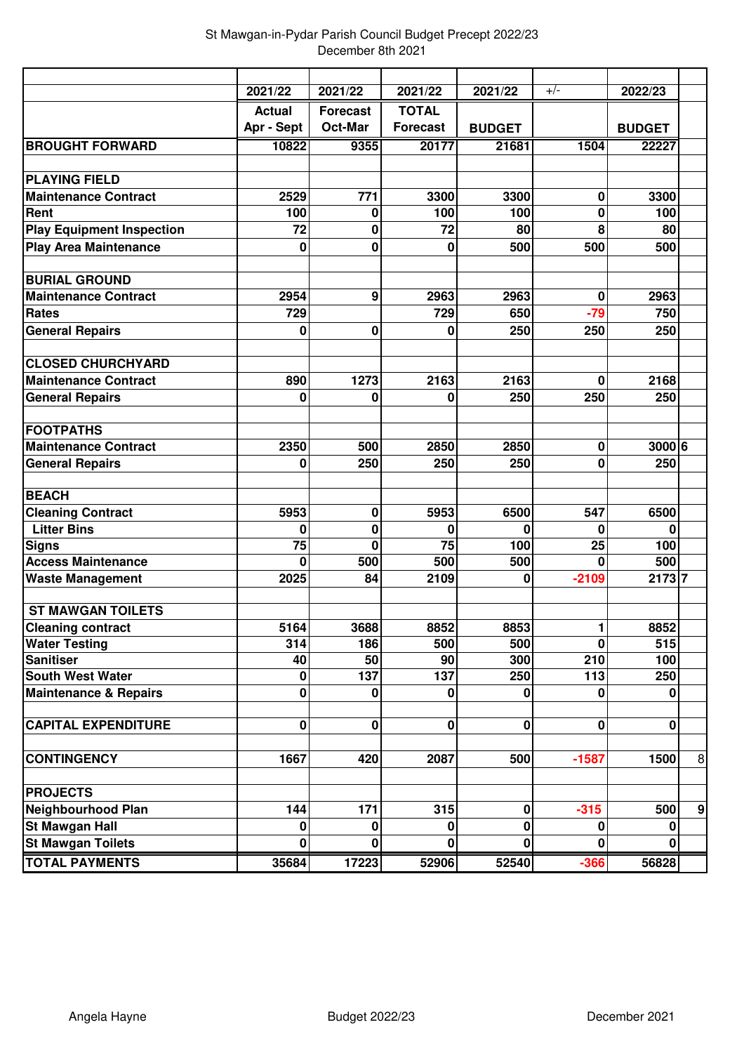St Mawgan-in-Pydar Parish Council Budget Precept 2022/23
December 8th 2021

| | 2021/22 Actual Apr - Sept | 2021/22 Forecast Oct-Mar | 2021/22 TOTAL Forecast | 2021/22 BUDGET | +/- | 2022/23 BUDGET | |
|---|---|---|---|---|---|---|---|
| **BROUGHT FORWARD** | 10822 | 9355 | 20177 | 21681 | 1504 | 22227 | |
| | | | | | | | |
| **PLAYING FIELD** | | | | | | | |
| **Maintenance Contract** | 2529 | 771 | 3300 | 3300 | 0 | 3300 | |
| **Rent** | 100 | 0 | 100 | 100 | 0 | 100 | |
| **Play Equipment Inspection** | 72 | 0 | 72 | 80 | 8 | 80 | |
| **Play Area Maintenance** | 0 | 0 | 0 | 500 | 500 | 500 | |
| | | | | | | | |
| **BURIAL GROUND** | | | | | | | |
| **Maintenance Contract** | 2954 | 9 | 2963 | 2963 | 0 | 2963 | |
| **Rates** | 729 | | 729 | 650 | -79 | 750 | |
| **General Repairs** | 0 | 0 | 0 | 250 | 250 | 250 | |
| | | | | | | | |
| **CLOSED CHURCHYARD** | | | | | | | |
| **Maintenance Contract** | 890 | 1273 | 2163 | 2163 | 0 | 2168 | |
| **General Repairs** | 0 | 0 | 0 | 250 | 250 | 250 | |
| | | | | | | | |
| **FOOTPATHS** | | | | | | | |
| **Maintenance Contract** | 2350 | 500 | 2850 | 2850 | 0 | 3000 | 6 |
| **General Repairs** | 0 | 250 | 250 | 250 | 0 | 250 | |
| | | | | | | | |
| **BEACH** | | | | | | | |
| **Cleaning Contract** | 5953 | 0 | 5953 | 6500 | 547 | 6500 | |
| **Litter Bins** | 0 | 0 | 0 | 0 | 0 | 0 | |
| **Signs** | 75 | 0 | 75 | 100 | 25 | 100 | |
| **Access Maintenance** | 0 | 500 | 500 | 500 | 0 | 500 | |
| **Waste Management** | 2025 | 84 | 2109 | 0 | -2109 | 2173 | 7 |
| | | | | | | | |
| **ST MAWGAN TOILETS** | | | | | | | |
| **Cleaning contract** | 5164 | 3688 | 8852 | 8853 | 1 | 8852 | |
| **Water Testing** | 314 | 186 | 500 | 500 | 0 | 515 | |
| **Sanitiser** | 40 | 50 | 90 | 300 | 210 | 100 | |
| **South West Water** | 0 | 137 | 137 | 250 | 113 | 250 | |
| **Maintenance & Repairs** | 0 | 0 | 0 | 0 | 0 | 0 | |
| | | | | | | | |
| **CAPITAL EXPENDITURE** | 0 | 0 | 0 | 0 | 0 | 0 | |
| | | | | | | | |
| **CONTINGENCY** | 1667 | 420 | 2087 | 500 | -1587 | 1500 | 8 |
| | | | | | | | |
| **PROJECTS** | | | | | | | |
| **Neighbourhood Plan** | 144 | 171 | 315 | 0 | -315 | 500 | 9 |
| **St Mawgan Hall** | 0 | 0 | 0 | 0 | 0 | 0 | |
| **St Mawgan Toilets** | 0 | 0 | 0 | 0 | 0 | 0 | |
| **TOTAL PAYMENTS** | 35684 | 17223 | 52906 | 52540 | -366 | 56828 | |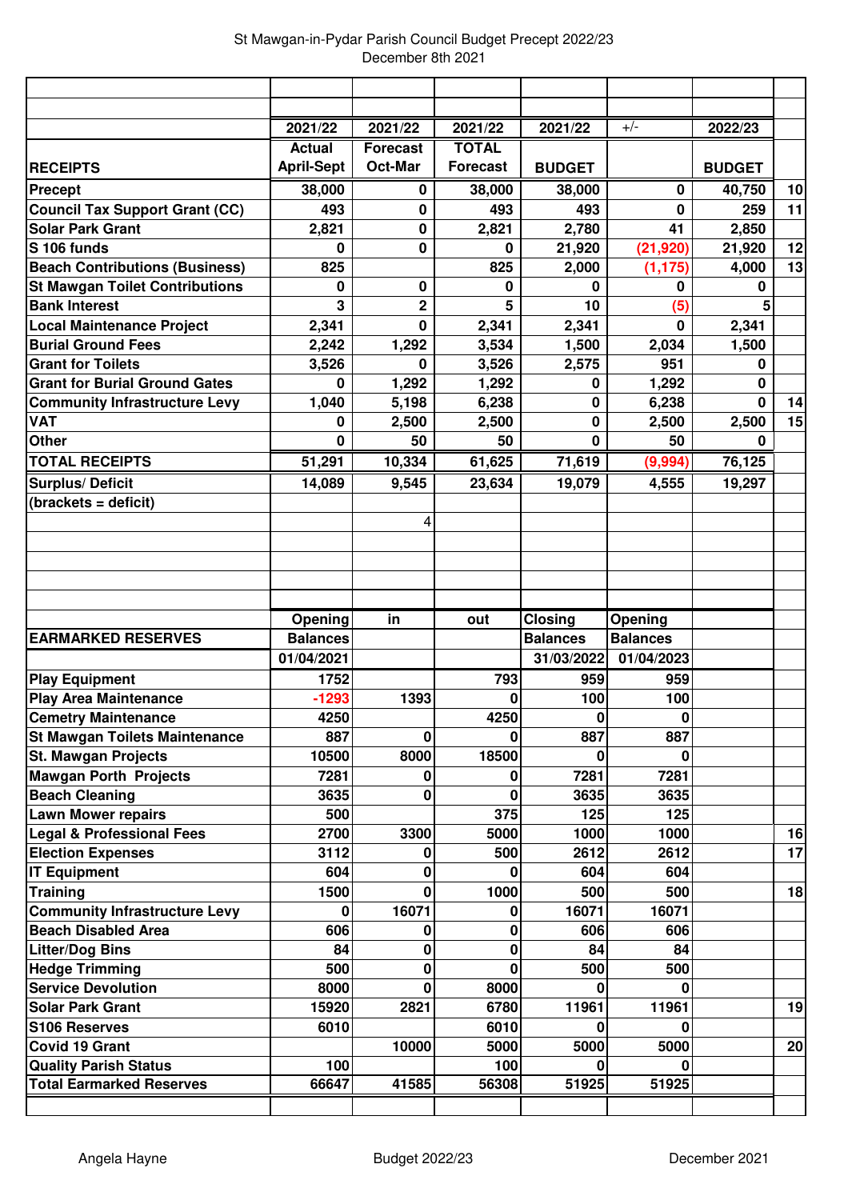St Mawgan-in-Pydar Parish Council Budget Precept 2022/23
December 8th 2021

| RECEIPTS | 2021/22 Actual April-Sept | 2021/22 Forecast Oct-Mar | 2021/22 TOTAL Forecast | 2021/22 BUDGET | +/- | 2022/23 BUDGET | |
|---|---|---|---|---|---|---|---|
| Precept | 38,000 | 0 | 38,000 | 38,000 | 0 | 40,750 | 10 |
| Council Tax Support Grant (CC) | 493 | 0 | 493 | 493 | 0 | 259 | 11 |
| Solar Park Grant | 2,821 | 0 | 2,821 | 2,780 | 41 | 2,850 | |
| S 106 funds | 0 | 0 | 0 | 21,920 | (21,920) | 21,920 | 12 |
| Beach Contributions (Business) | 825 | | 825 | 2,000 | (1,175) | 4,000 | 13 |
| St Mawgan Toilet Contributions | 0 | 0 | 0 | 0 | 0 | 0 | |
| Bank Interest | 3 | 2 | 5 | 10 | (5) | 5 | |
| Local Maintenance Project | 2,341 | 0 | 2,341 | 2,341 | 0 | 2,341 | |
| Burial Ground Fees | 2,242 | 1,292 | 3,534 | 1,500 | 2,034 | 1,500 | |
| Grant for Toilets | 3,526 | 0 | 3,526 | 2,575 | 951 | 0 | |
| Grant for Burial Ground Gates | 0 | 1,292 | 1,292 | 0 | 1,292 | 0 | |
| Community Infrastructure Levy | 1,040 | 5,198 | 6,238 | 0 | 6,238 | 0 | 14 |
| VAT | 0 | 2,500 | 2,500 | 0 | 2,500 | 2,500 | 15 |
| Other | 0 | 50 | 50 | 0 | 50 | 0 | |
| TOTAL RECEIPTS | 51,291 | 10,334 | 61,625 | 71,619 | (9,994) | 76,125 | |
| Surplus/ Deficit | 14,089 | 9,545 | 23,634 | 19,079 | 4,555 | 19,297 | |
| (brackets = deficit) | | | | | | | |
| | | 4 | | | | | |

| EARMARKED RESERVES | Opening Balances 01/04/2021 | in | out | Closing Balances 31/03/2022 | Opening Balances 01/04/2023 | | |
|---|---|---|---|---|---|---|---|
| Play Equipment | 1752 | | 793 | 959 | 959 | | |
| Play Area Maintenance | -1293 | 1393 | 0 | 100 | 100 | | |
| Cemetry Maintenance | 4250 | | 4250 | 0 | 0 | | |
| St Mawgan Toilets Maintenance | 887 | 0 | 0 | 887 | 887 | | |
| St. Mawgan Projects | 10500 | 8000 | 18500 | 0 | 0 | | |
| Mawgan Porth Projects | 7281 | 0 | 0 | 7281 | 7281 | | |
| Beach Cleaning | 3635 | 0 | 0 | 3635 | 3635 | | |
| Lawn Mower repairs | 500 | | 375 | 125 | 125 | | |
| Legal & Professional Fees | 2700 | 3300 | 5000 | 1000 | 1000 | | 16 |
| Election Expenses | 3112 | 0 | 500 | 2612 | 2612 | | 17 |
| IT Equipment | 604 | 0 | 0 | 604 | 604 | | |
| Training | 1500 | 0 | 1000 | 500 | 500 | | 18 |
| Community Infrastructure Levy | 0 | 16071 | 0 | 16071 | 16071 | | |
| Beach Disabled Area | 606 | 0 | 0 | 606 | 606 | | |
| Litter/Dog Bins | 84 | 0 | 0 | 84 | 84 | | |
| Hedge Trimming | 500 | 0 | 0 | 500 | 500 | | |
| Service Devolution | 8000 | 0 | 8000 | 0 | 0 | | |
| Solar Park Grant | 15920 | 2821 | 6780 | 11961 | 11961 | | 19 |
| S106 Reserves | 6010 | | 6010 | 0 | 0 | | |
| Covid 19 Grant | | 10000 | 5000 | 5000 | 5000 | | 20 |
| Quality Parish Status | 100 | | 100 | 0 | 0 | | |
| Total Earmarked Reserves | 66647 | 41585 | 56308 | 51925 | 51925 | | |

Angela Hayne — Budget 2022/23 — December 2021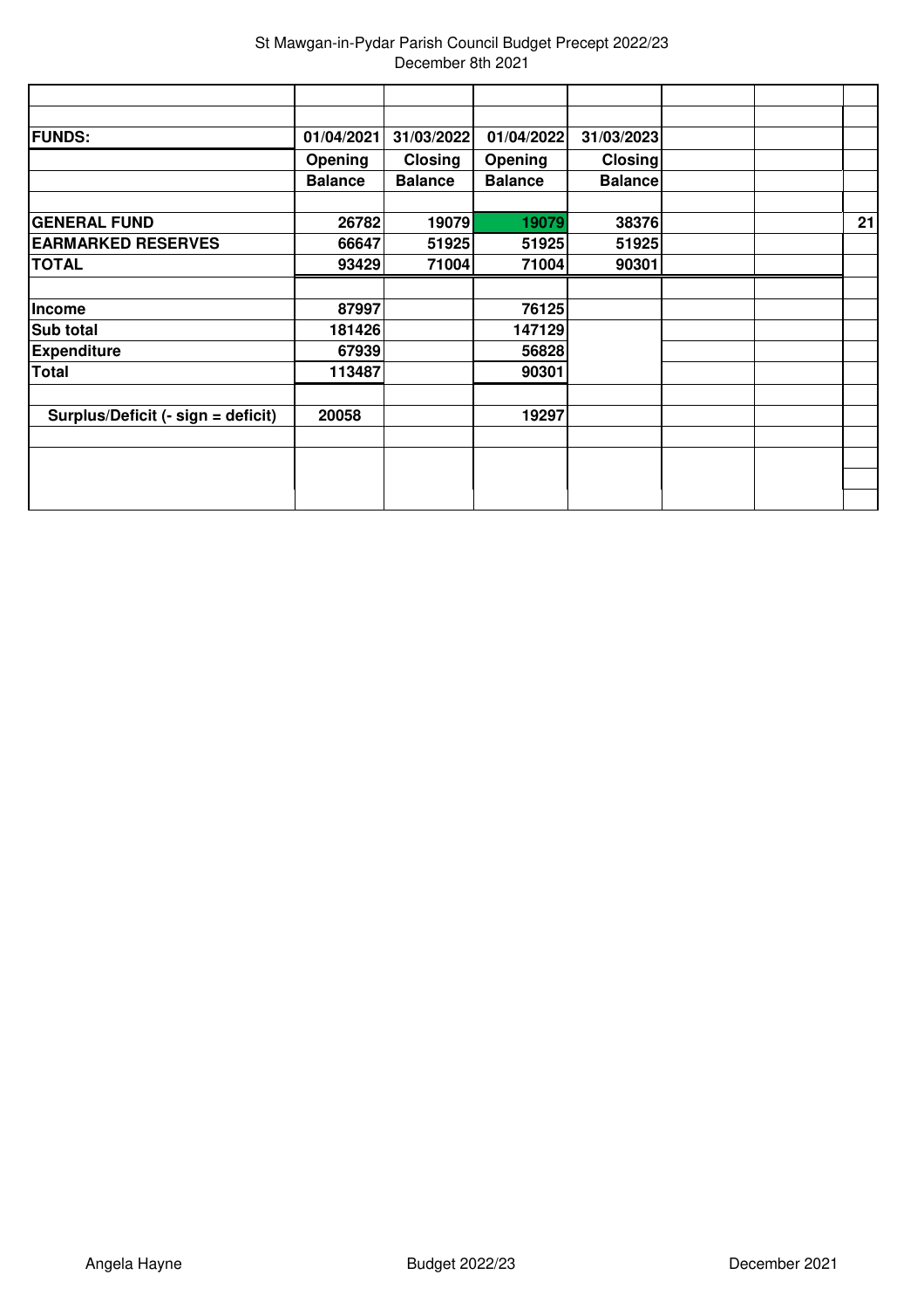St Mawgan-in-Pydar Parish Council Budget Precept 2022/23
December 8th 2021

| | | | | | | | |
|---|---|---|---|---|---|---|---|
| **FUNDS:** | **01/04/2021** | **31/03/2022** | **01/04/2022** | **31/03/2023** | | | |
| | **Opening** | **Closing** | **Opening** | **Closing** | | | |
| | **Balance** | **Balance** | **Balance** | **Balance** | | | |
| | | | | | | | |
| **GENERAL FUND** | **26782** | **19079** | **19079** | **38376** | | | **21** |
| **EARMARKED RESERVES** | **66647** | **51925** | **51925** | **51925** | | | |
| **TOTAL** | **93429** | **71004** | **71004** | **90301** | | | |
| | | | | | | | |
| **Income** | **87997** | | **76125** | | | | |
| **Sub total** | **181426** | | **147129** | | | | |
| **Expenditure** | **67939** | | **56828** | | | | |
| **Total** | **113487** | | **90301** | | | | |
| | | | | | | | |
| **Surplus/Deficit (- sign = deficit)** | **20058** | | **19297** | | | | |

Angela Hayne — Budget 2022/23 — December 2021